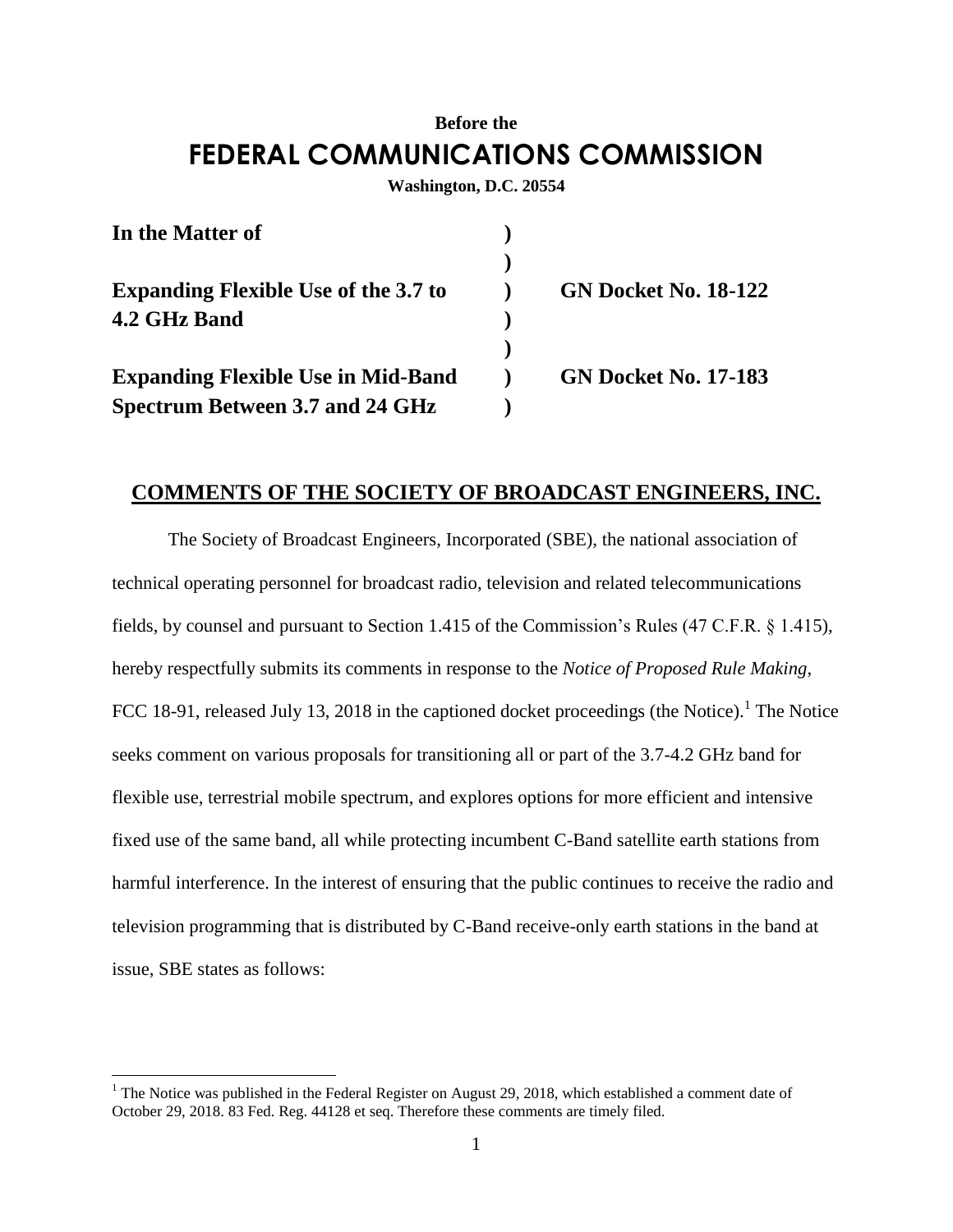**Before the**

# FEDERAL COMMUNICATIONS COMMISSION

**Washington, D.C. 20554**

| | | |
|---|---|---|
| **In the Matter of** | **)** | |
| | **)** | |
| **Expanding Flexible Use of the 3.7 to 4.2 GHz Band** | **)** | **GN Docket No. 18-122** |
| | **)** | |
| **Expanding Flexible Use in Mid-Band Spectrum Between 3.7 and 24 GHz** | **)** | **GN Docket No. 17-183** |

## COMMENTS OF THE SOCIETY OF BROADCAST ENGINEERS, INC.

The Society of Broadcast Engineers, Incorporated (SBE), the national association of technical operating personnel for broadcast radio, television and related telecommunications fields, by counsel and pursuant to Section 1.415 of the Commission's Rules (47 C.F.R. § 1.415), hereby respectfully submits its comments in response to the *Notice of Proposed Rule Making*, FCC 18-91, released July 13, 2018 in the captioned docket proceedings (the Notice).[1] The Notice seeks comment on various proposals for transitioning all or part of the 3.7-4.2 GHz band for flexible use, terrestrial mobile spectrum, and explores options for more efficient and intensive fixed use of the same band, all while protecting incumbent C-Band satellite earth stations from harmful interference. In the interest of ensuring that the public continues to receive the radio and television programming that is distributed by C-Band receive-only earth stations in the band at issue, SBE states as follows:

---

[1] The Notice was published in the Federal Register on August 29, 2018, which established a comment date of October 29, 2018. 83 Fed. Reg. 44128 et seq. Therefore these comments are timely filed.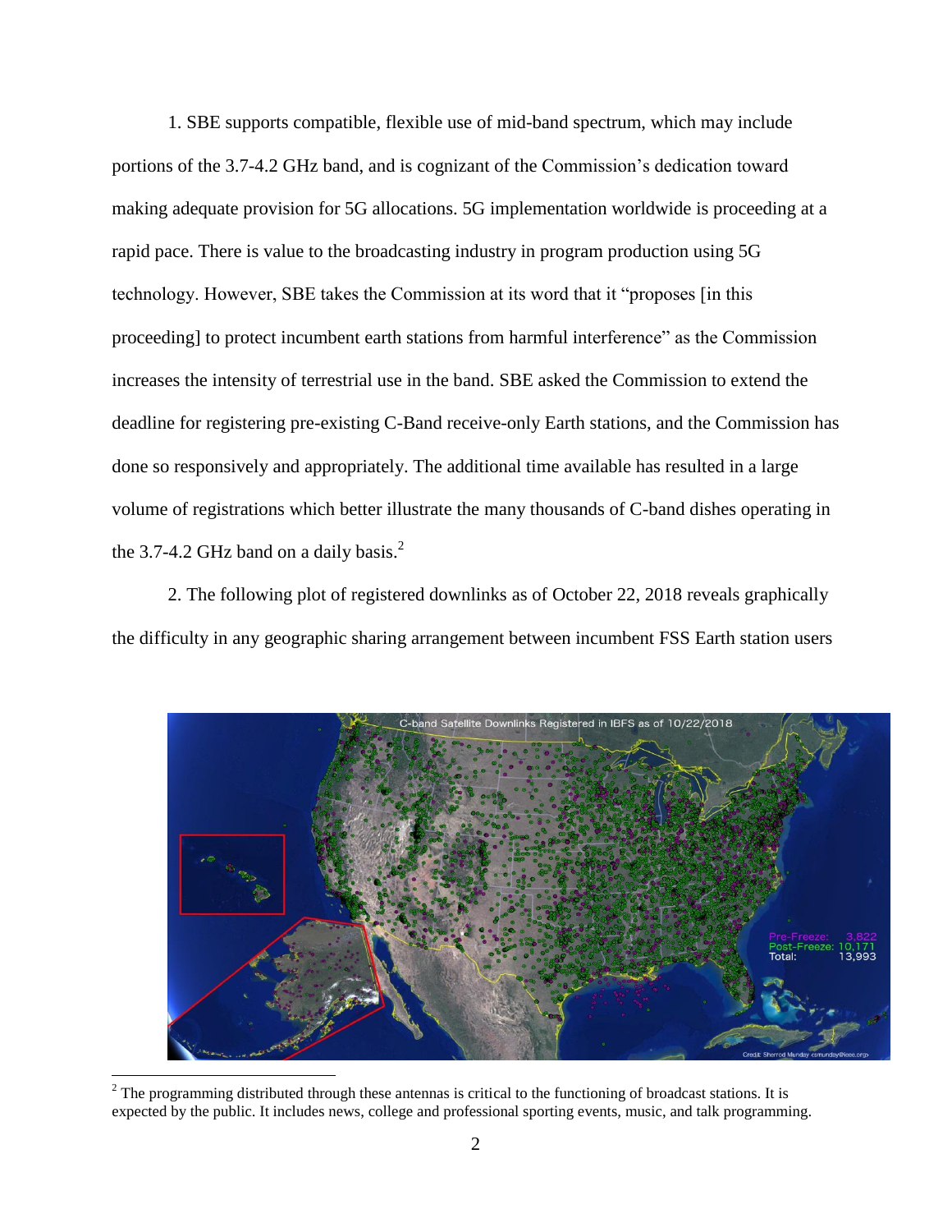1. SBE supports compatible, flexible use of mid-band spectrum, which may include portions of the 3.7-4.2 GHz band, and is cognizant of the Commission's dedication toward making adequate provision for 5G allocations. 5G implementation worldwide is proceeding at a rapid pace. There is value to the broadcasting industry in program production using 5G technology. However, SBE takes the Commission at its word that it "proposes [in this proceeding] to protect incumbent earth stations from harmful interference" as the Commission increases the intensity of terrestrial use in the band. SBE asked the Commission to extend the deadline for registering pre-existing C-Band receive-only Earth stations, and the Commission has done so responsively and appropriately. The additional time available has resulted in a large volume of registrations which better illustrate the many thousands of C-band dishes operating in the 3.7-4.2 GHz band on a daily basis.[2]

2. The following plot of registered downlinks as of October 22, 2018 reveals graphically the difficulty in any geographic sharing arrangement between incumbent FSS Earth station users

[2] The programming distributed through these antennas is critical to the functioning of broadcast stations. It is expected by the public. It includes news, college and professional sporting events, music, and talk programming.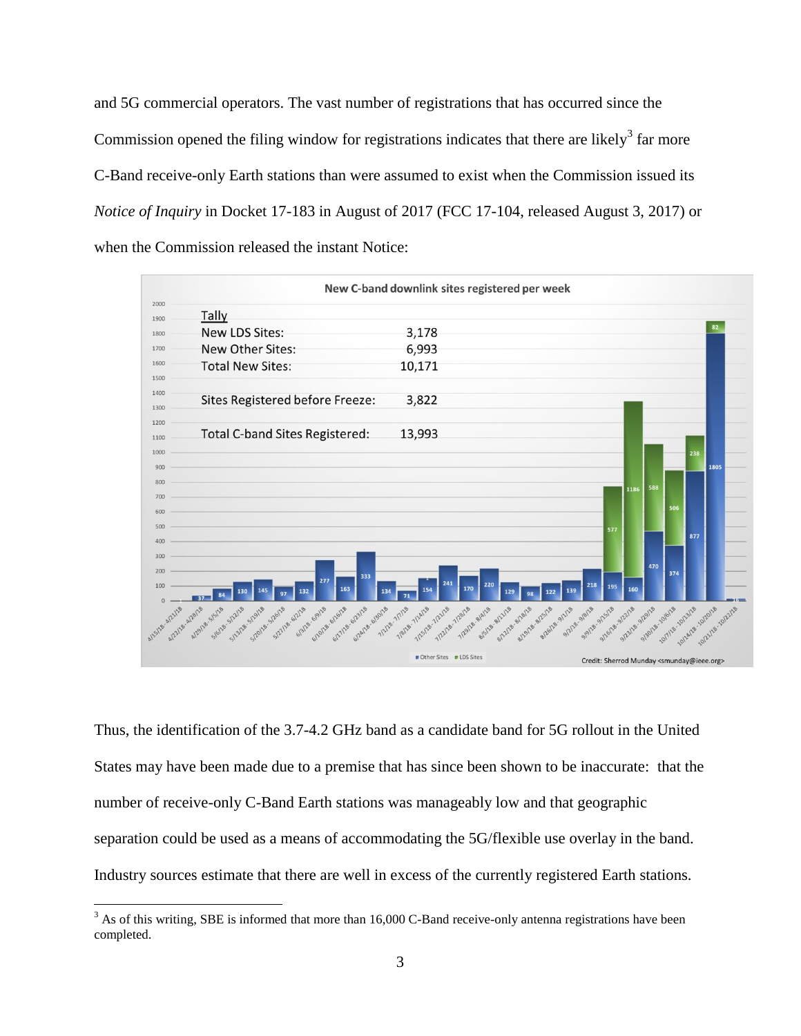and 5G commercial operators. The vast number of registrations that has occurred since the Commission opened the filing window for registrations indicates that there are likely[3] far more C-Band receive-only Earth stations than were assumed to exist when the Commission issued its *Notice of Inquiry* in Docket 17-183 in August of 2017 (FCC 17-104, released August 3, 2017) or when the Commission released the instant Notice:

**New C-band downlink sites registered per week**

| Tally | |
|---|---|
| New LDS Sites: | 3,178 |
| New Other Sites: | 6,993 |
| Total New Sites: | 10,171 |
| Sites Registered before Freeze: | 3,822 |
| Total C-band Sites Registered: | 13,993 |

Other Sites | LDS Sites

Credit: Sherrod Munday <smunday@ieee.org>

Thus, the identification of the 3.7-4.2 GHz band as a candidate band for 5G rollout in the United States may have been made due to a premise that has since been shown to be inaccurate: that the number of receive-only C-Band Earth stations was manageably low and that geographic separation could be used as a means of accommodating the 5G/flexible use overlay in the band. Industry sources estimate that there are well in excess of the currently registered Earth stations.

[3] As of this writing, SBE is informed that more than 16,000 C-Band receive-only antenna registrations have been completed.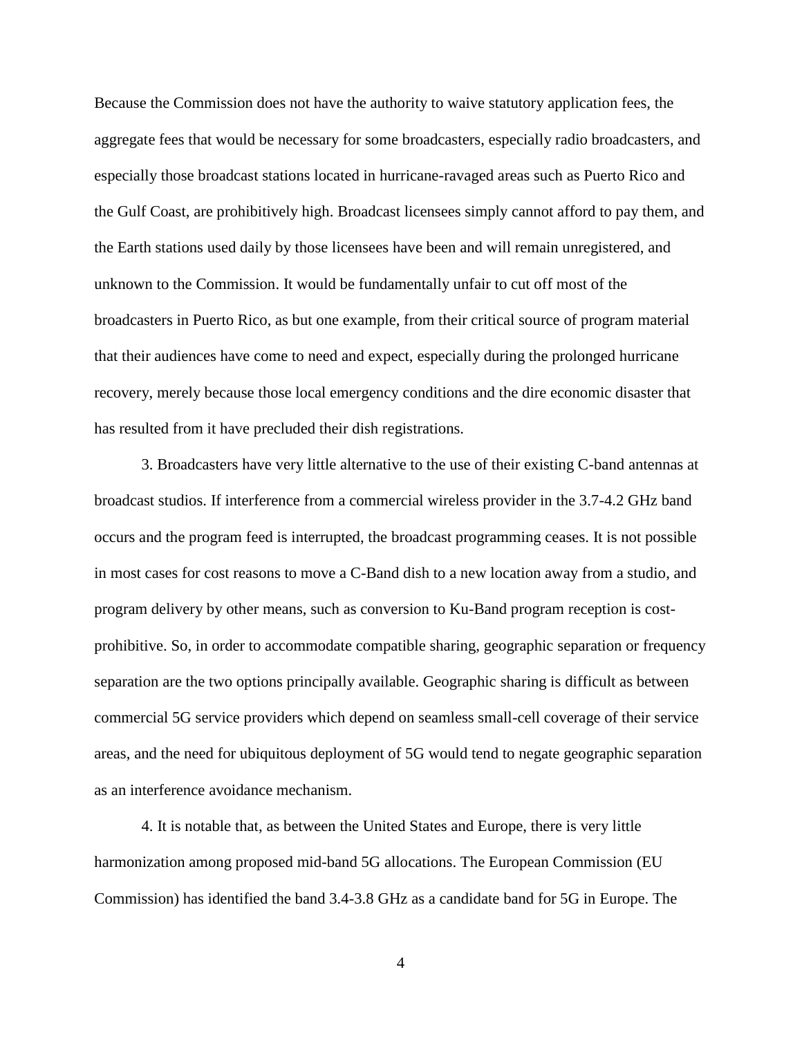Because the Commission does not have the authority to waive statutory application fees, the aggregate fees that would be necessary for some broadcasters, especially radio broadcasters, and especially those broadcast stations located in hurricane-ravaged areas such as Puerto Rico and the Gulf Coast, are prohibitively high. Broadcast licensees simply cannot afford to pay them, and the Earth stations used daily by those licensees have been and will remain unregistered, and unknown to the Commission. It would be fundamentally unfair to cut off most of the broadcasters in Puerto Rico, as but one example, from their critical source of program material that their audiences have come to need and expect, especially during the prolonged hurricane recovery, merely because those local emergency conditions and the dire economic disaster that has resulted from it have precluded their dish registrations.

3. Broadcasters have very little alternative to the use of their existing C-band antennas at broadcast studios. If interference from a commercial wireless provider in the 3.7-4.2 GHz band occurs and the program feed is interrupted, the broadcast programming ceases. It is not possible in most cases for cost reasons to move a C-Band dish to a new location away from a studio, and program delivery by other means, such as conversion to Ku-Band program reception is cost-prohibitive. So, in order to accommodate compatible sharing, geographic separation or frequency separation are the two options principally available. Geographic sharing is difficult as between commercial 5G service providers which depend on seamless small-cell coverage of their service areas, and the need for ubiquitous deployment of 5G would tend to negate geographic separation as an interference avoidance mechanism.

4. It is notable that, as between the United States and Europe, there is very little harmonization among proposed mid-band 5G allocations. The European Commission (EU Commission) has identified the band 3.4-3.8 GHz as a candidate band for 5G in Europe. The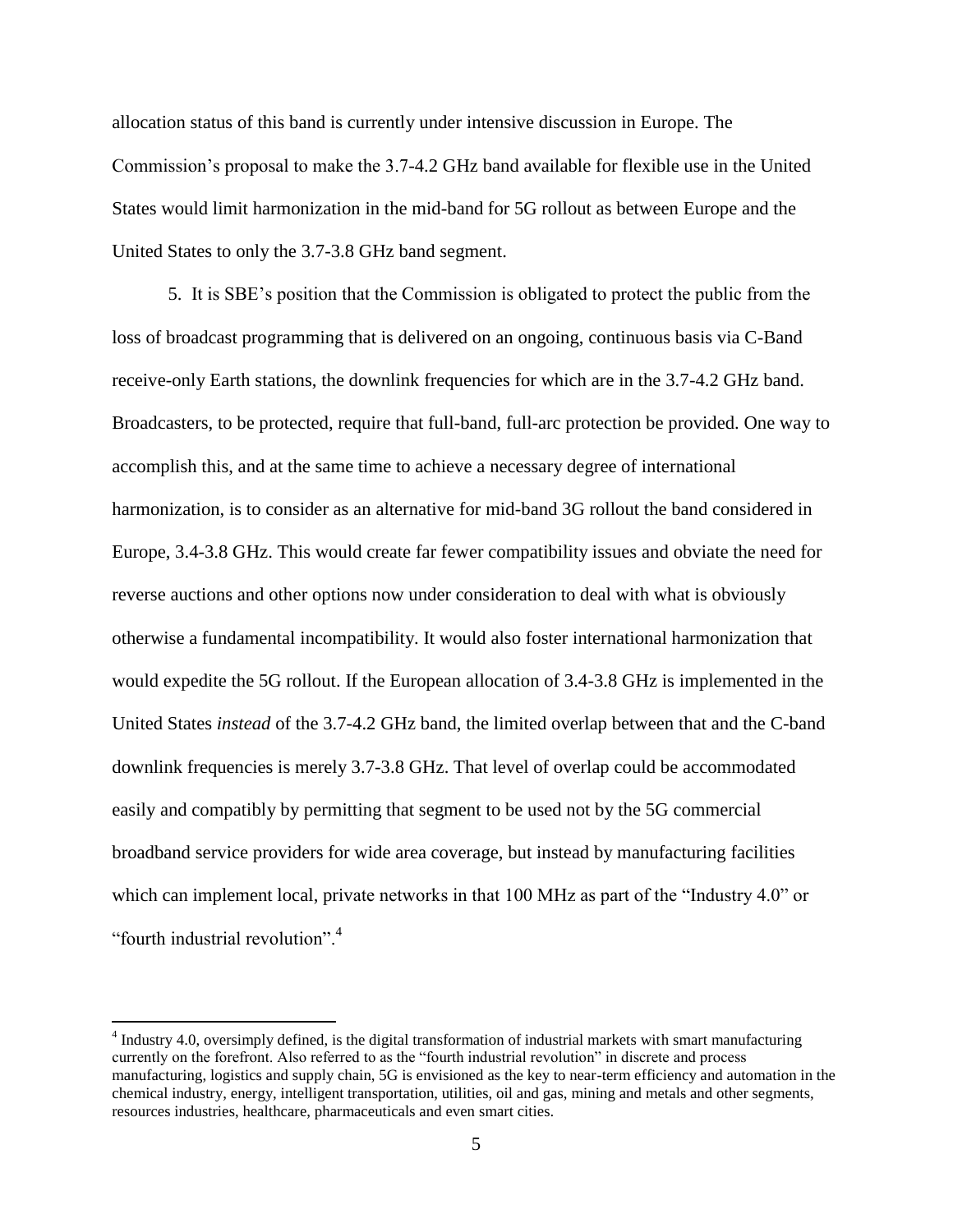allocation status of this band is currently under intensive discussion in Europe. The Commission's proposal to make the 3.7-4.2 GHz band available for flexible use in the United States would limit harmonization in the mid-band for 5G rollout as between Europe and the United States to only the 3.7-3.8 GHz band segment.

5. It is SBE's position that the Commission is obligated to protect the public from the loss of broadcast programming that is delivered on an ongoing, continuous basis via C-Band receive-only Earth stations, the downlink frequencies for which are in the 3.7-4.2 GHz band. Broadcasters, to be protected, require that full-band, full-arc protection be provided. One way to accomplish this, and at the same time to achieve a necessary degree of international harmonization, is to consider as an alternative for mid-band 3G rollout the band considered in Europe, 3.4-3.8 GHz. This would create far fewer compatibility issues and obviate the need for reverse auctions and other options now under consideration to deal with what is obviously otherwise a fundamental incompatibility. It would also foster international harmonization that would expedite the 5G rollout. If the European allocation of 3.4-3.8 GHz is implemented in the United States *instead* of the 3.7-4.2 GHz band, the limited overlap between that and the C-band downlink frequencies is merely 3.7-3.8 GHz. That level of overlap could be accommodated easily and compatibly by permitting that segment to be used not by the 5G commercial broadband service providers for wide area coverage, but instead by manufacturing facilities which can implement local, private networks in that 100 MHz as part of the "Industry 4.0" or "fourth industrial revolution".[4]

[4] Industry 4.0, oversimply defined, is the digital transformation of industrial markets with smart manufacturing currently on the forefront. Also referred to as the "fourth industrial revolution" in discrete and process manufacturing, logistics and supply chain, 5G is envisioned as the key to near-term efficiency and automation in the chemical industry, energy, intelligent transportation, utilities, oil and gas, mining and metals and other segments, resources industries, healthcare, pharmaceuticals and even smart cities.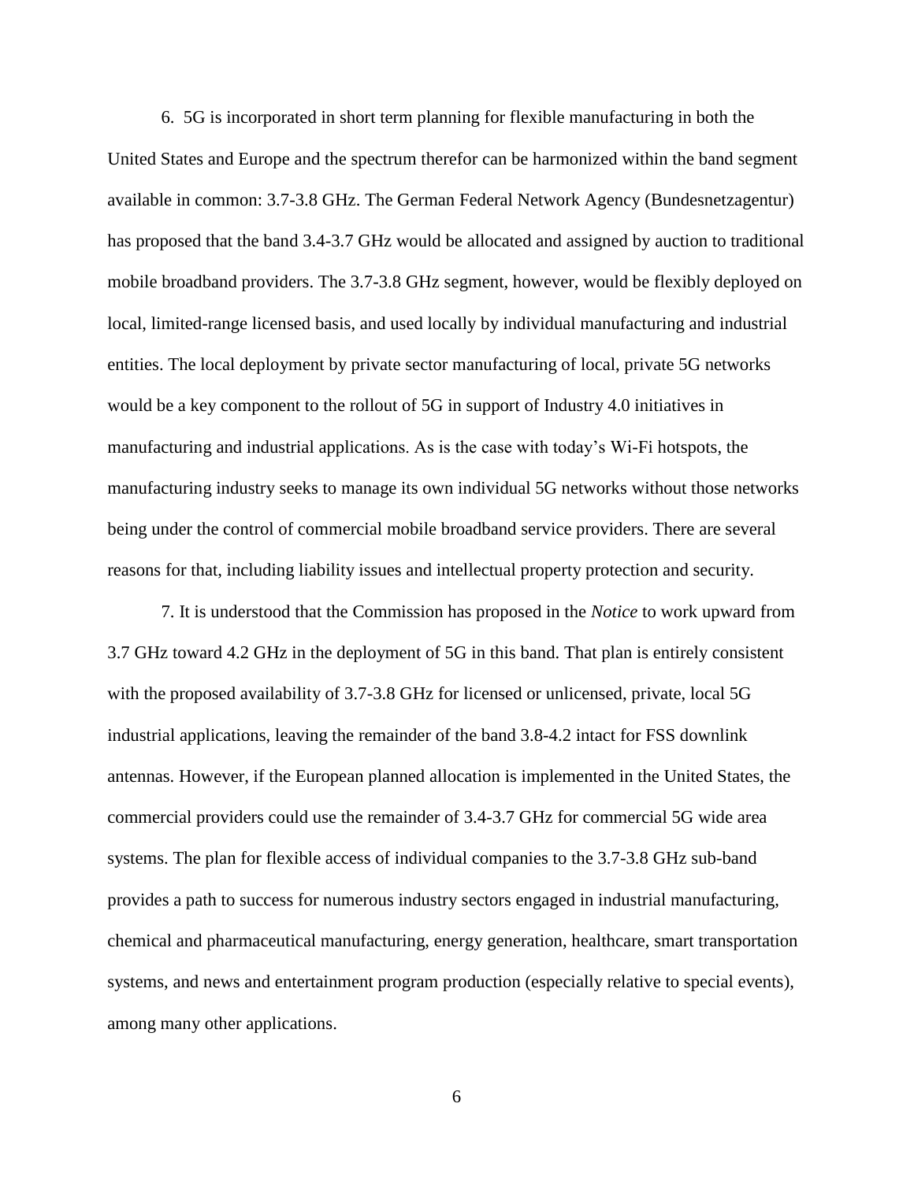6. 5G is incorporated in short term planning for flexible manufacturing in both the United States and Europe and the spectrum therefor can be harmonized within the band segment available in common: 3.7-3.8 GHz. The German Federal Network Agency (Bundesnetzagentur) has proposed that the band 3.4-3.7 GHz would be allocated and assigned by auction to traditional mobile broadband providers. The 3.7-3.8 GHz segment, however, would be flexibly deployed on local, limited-range licensed basis, and used locally by individual manufacturing and industrial entities. The local deployment by private sector manufacturing of local, private 5G networks would be a key component to the rollout of 5G in support of Industry 4.0 initiatives in manufacturing and industrial applications. As is the case with today's Wi-Fi hotspots, the manufacturing industry seeks to manage its own individual 5G networks without those networks being under the control of commercial mobile broadband service providers. There are several reasons for that, including liability issues and intellectual property protection and security.

7. It is understood that the Commission has proposed in the *Notice* to work upward from 3.7 GHz toward 4.2 GHz in the deployment of 5G in this band. That plan is entirely consistent with the proposed availability of 3.7-3.8 GHz for licensed or unlicensed, private, local 5G industrial applications, leaving the remainder of the band 3.8-4.2 intact for FSS downlink antennas. However, if the European planned allocation is implemented in the United States, the commercial providers could use the remainder of 3.4-3.7 GHz for commercial 5G wide area systems. The plan for flexible access of individual companies to the 3.7-3.8 GHz sub-band provides a path to success for numerous industry sectors engaged in industrial manufacturing, chemical and pharmaceutical manufacturing, energy generation, healthcare, smart transportation systems, and news and entertainment program production (especially relative to special events), among many other applications.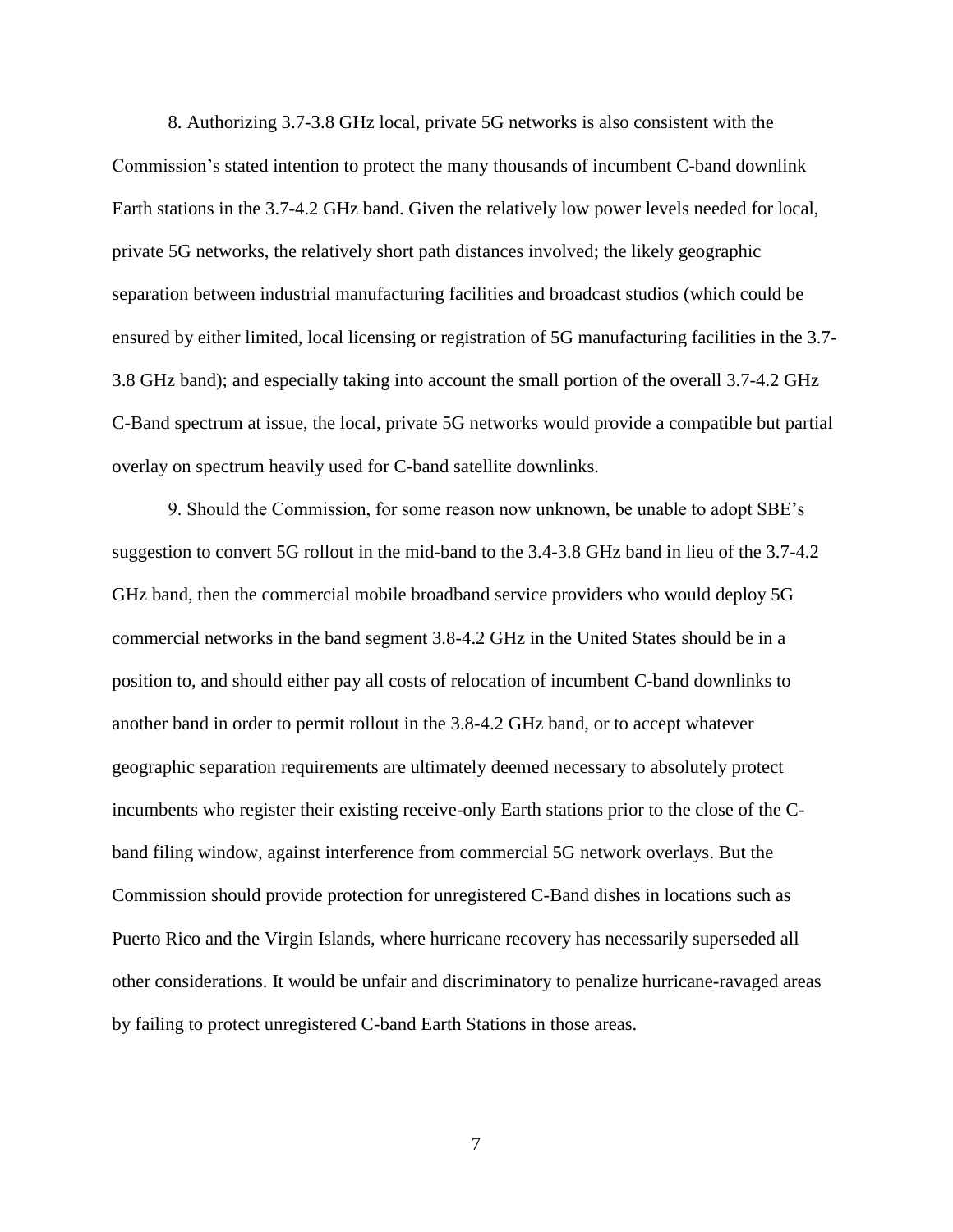8. Authorizing 3.7-3.8 GHz local, private 5G networks is also consistent with the Commission's stated intention to protect the many thousands of incumbent C-band downlink Earth stations in the 3.7-4.2 GHz band. Given the relatively low power levels needed for local, private 5G networks, the relatively short path distances involved; the likely geographic separation between industrial manufacturing facilities and broadcast studios (which could be ensured by either limited, local licensing or registration of 5G manufacturing facilities in the 3.7-3.8 GHz band); and especially taking into account the small portion of the overall 3.7-4.2 GHz C-Band spectrum at issue, the local, private 5G networks would provide a compatible but partial overlay on spectrum heavily used for C-band satellite downlinks.

9. Should the Commission, for some reason now unknown, be unable to adopt SBE's suggestion to convert 5G rollout in the mid-band to the 3.4-3.8 GHz band in lieu of the 3.7-4.2 GHz band, then the commercial mobile broadband service providers who would deploy 5G commercial networks in the band segment 3.8-4.2 GHz in the United States should be in a position to, and should either pay all costs of relocation of incumbent C-band downlinks to another band in order to permit rollout in the 3.8-4.2 GHz band, or to accept whatever geographic separation requirements are ultimately deemed necessary to absolutely protect incumbents who register their existing receive-only Earth stations prior to the close of the C-band filing window, against interference from commercial 5G network overlays. But the Commission should provide protection for unregistered C-Band dishes in locations such as Puerto Rico and the Virgin Islands, where hurricane recovery has necessarily superseded all other considerations. It would be unfair and discriminatory to penalize hurricane-ravaged areas by failing to protect unregistered C-band Earth Stations in those areas.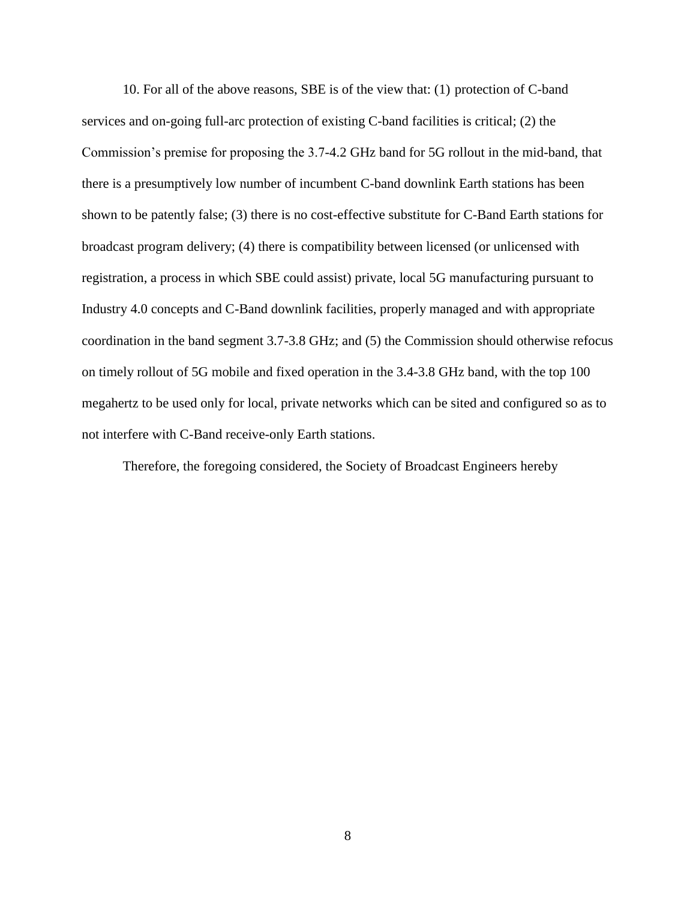10. For all of the above reasons, SBE is of the view that: (1) protection of C-band services and on-going full-arc protection of existing C-band facilities is critical; (2) the Commission's premise for proposing the 3.7-4.2 GHz band for 5G rollout in the mid-band, that there is a presumptively low number of incumbent C-band downlink Earth stations has been shown to be patently false; (3) there is no cost-effective substitute for C-Band Earth stations for broadcast program delivery; (4) there is compatibility between licensed (or unlicensed with registration, a process in which SBE could assist) private, local 5G manufacturing pursuant to Industry 4.0 concepts and C-Band downlink facilities, properly managed and with appropriate coordination in the band segment 3.7-3.8 GHz; and (5) the Commission should otherwise refocus on timely rollout of 5G mobile and fixed operation in the 3.4-3.8 GHz band, with the top 100 megahertz to be used only for local, private networks which can be sited and configured so as to not interfere with C-Band receive-only Earth stations.

Therefore, the foregoing considered, the Society of Broadcast Engineers hereby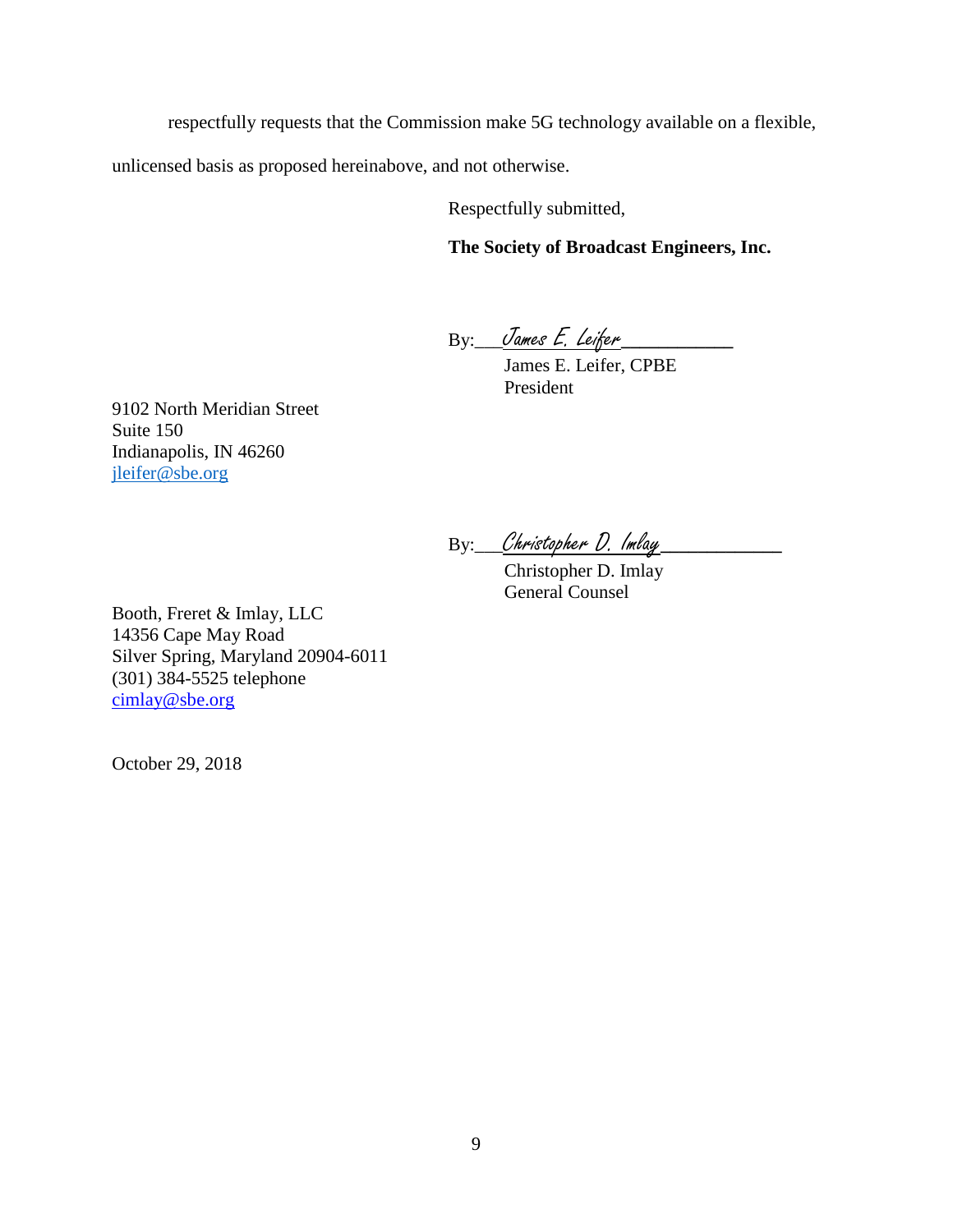respectfully requests that the Commission make 5G technology available on a flexible, unlicensed basis as proposed hereinabove, and not otherwise.

Respectfully submitted,

**The Society of Broadcast Engineers, Inc.**

By: *James E. Leifer*
James E. Leifer, CPBE
President

9102 North Meridian Street
Suite 150
Indianapolis, IN 46260
jleifer@sbe.org

By: *Christopher D. Imlay*
Christopher D. Imlay
General Counsel

Booth, Freret & Imlay, LLC
14356 Cape May Road
Silver Spring, Maryland 20904-6011
(301) 384-5525 telephone
cimlay@sbe.org

October 29, 2018